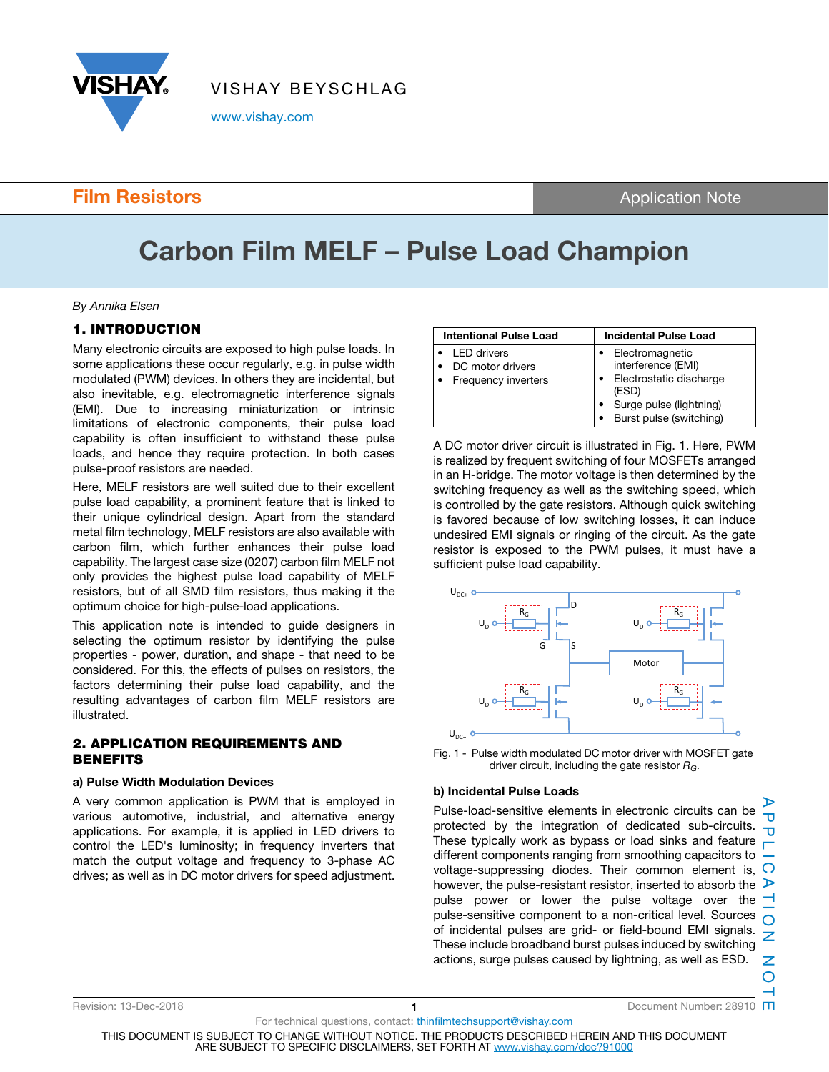Film Resistors

Application Note

# Carbon Film MELF – Pulse Load Champion

*By Annika Elsen*

## 1. INTRODUCTION

Many electronic circuits are exposed to high pulse loads. In some applications these occur regularly, e.g. in pulse width modulated (PWM) devices. In others they are incidental, but also inevitable, e.g. electromagnetic interference signals (EMI). Due to increasing miniaturization or intrinsic limitations of electronic components, their pulse load capability is often insufficient to withstand these pulse loads, and hence they require protection. In both cases pulse-proof resistors are needed.

Here, MELF resistors are well suited due to their excellent pulse load capability, a prominent feature that is linked to their unique cylindrical design. Apart from the standard metal film technology, MELF resistors are also available with carbon film, which further enhances their pulse load capability. The largest case size (0207) carbon film MELF not only provides the highest pulse load capability of MELF resistors, but of all SMD film resistors, thus making it the optimum choice for high-pulse-load applications.

This application note is intended to guide designers in selecting the optimum resistor by identifying the pulse properties - power, duration, and shape - that need to be considered. For this, the effects of pulses on resistors, the factors determining their pulse load capability, and the resulting advantages of carbon film MELF resistors are illustrated.

## 2. APPLICATION REQUIREMENTS AND BENEFITS

### a) Pulse Width Modulation Devices

A very common application is PWM that is employed in various automotive, industrial, and alternative energy applications. For example, it is applied in LED drivers to control the LED's luminosity; in frequency inverters that match the output voltage and frequency to 3-phase AC drives; as well as in DC motor drivers for speed adjustment.

| Intentional Pulse Load | Incidental Pulse Load |
|---|---|
| • LED drivers<br>• DC motor drivers<br>• Frequency inverters | • Electromagnetic interference (EMI)<br>• Electrostatic discharge (ESD)<br>• Surge pulse (lightning)<br>• Burst pulse (switching) |

A DC motor driver circuit is illustrated in Fig. 1. Here, PWM is realized by frequent switching of four MOSFETs arranged in an H-bridge. The motor voltage is then determined by the switching frequency as well as the switching speed, which is controlled by the gate resistors. Although quick switching is favored because of low switching losses, it can induce undesired EMI signals or ringing of the circuit. As the gate resistor is exposed to the PWM pulses, it must have a sufficient pulse load capability.

Fig. 1 - Pulse width modulated DC motor driver with MOSFET gate driver circuit, including the gate resistor $R_G$.

### b) Incidental Pulse Loads

Pulse-load-sensitive elements in electronic circuits can be protected by the integration of dedicated sub-circuits. These typically work as bypass or load sinks and feature different components ranging from smoothing capacitors to voltage-suppressing diodes. Their common element is, however, the pulse-resistant resistor, inserted to absorb the pulse power or lower the pulse voltage over the pulse-sensitive component to a non-critical level. Sources of incidental pulses are grid- or field-bound EMI signals. These include broadband burst pulses induced by switching actions, surge pulses caused by lightning, as well as ESD.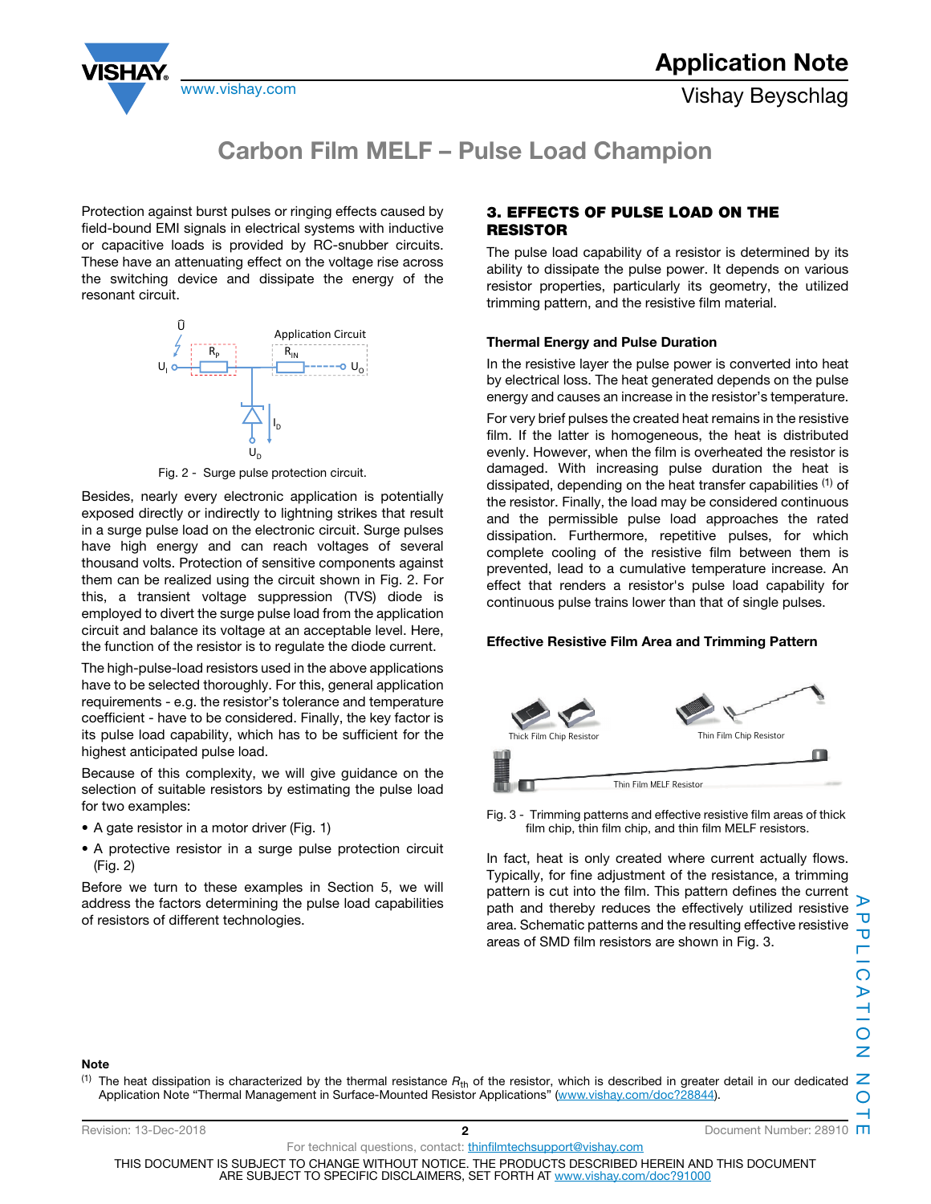Protection against burst pulses or ringing effects caused by field-bound EMI signals in electrical systems with inductive or capacitive loads is provided by RC-snubber circuits. These have an attenuating effect on the voltage rise across the switching device and dissipate the energy of the resonant circuit.

Fig. 2 - Surge pulse protection circuit.

Besides, nearly every electronic application is potentially exposed directly or indirectly to lightning strikes that result in a surge pulse load on the electronic circuit. Surge pulses have high energy and can reach voltages of several thousand volts. Protection of sensitive components against them can be realized using the circuit shown in Fig. 2. For this, a transient voltage suppression (TVS) diode is employed to divert the surge pulse load from the application circuit and balance its voltage at an acceptable level. Here, the function of the resistor is to regulate the diode current.

The high-pulse-load resistors used in the above applications have to be selected thoroughly. For this, general application requirements - e.g. the resistor's tolerance and temperature coefficient - have to be considered. Finally, the key factor is its pulse load capability, which has to be sufficient for the highest anticipated pulse load.

Because of this complexity, we will give guidance on the selection of suitable resistors by estimating the pulse load for two examples:

- A gate resistor in a motor driver (Fig. 1)
- A protective resistor in a surge pulse protection circuit (Fig. 2)

Before we turn to these examples in Section 5, we will address the factors determining the pulse load capabilities of resistors of different technologies.

## 3. EFFECTS OF PULSE LOAD ON THE RESISTOR

The pulse load capability of a resistor is determined by its ability to dissipate the pulse power. It depends on various resistor properties, particularly its geometry, the utilized trimming pattern, and the resistive film material.

### Thermal Energy and Pulse Duration

In the resistive layer the pulse power is converted into heat by electrical loss. The heat generated depends on the pulse energy and causes an increase in the resistor's temperature.

For very brief pulses the created heat remains in the resistive film. If the latter is homogeneous, the heat is distributed evenly. However, when the film is overheated the resistor is damaged. With increasing pulse duration the heat is dissipated, depending on the heat transfer capabilities [(1)] of the resistor. Finally, the load may be considered continuous and the permissible pulse load approaches the rated dissipation. Furthermore, repetitive pulses, for which complete cooling of the resistive film between them is prevented, lead to a cumulative temperature increase. An effect that renders a resistor's pulse load capability for continuous pulse trains lower than that of single pulses.

### Effective Resistive Film Area and Trimming Pattern

Fig. 3 - Trimming patterns and effective resistive film areas of thick film chip, thin film chip, and thin film MELF resistors.

In fact, heat is only created where current actually flows. Typically, for fine adjustment of the resistance, a trimming pattern is cut into the film. This pattern defines the current path and thereby reduces the effectively utilized resistive area. Schematic patterns and the resulting effective resistive areas of SMD film resistors are shown in Fig. 3.

**Note**

(1) The heat dissipation is characterized by the thermal resistance $R_{th}$ of the resistor, which is described in greater detail in our dedicated Application Note "Thermal Management in Surface-Mounted Resistor Applications" (www.vishay.com/doc?28844).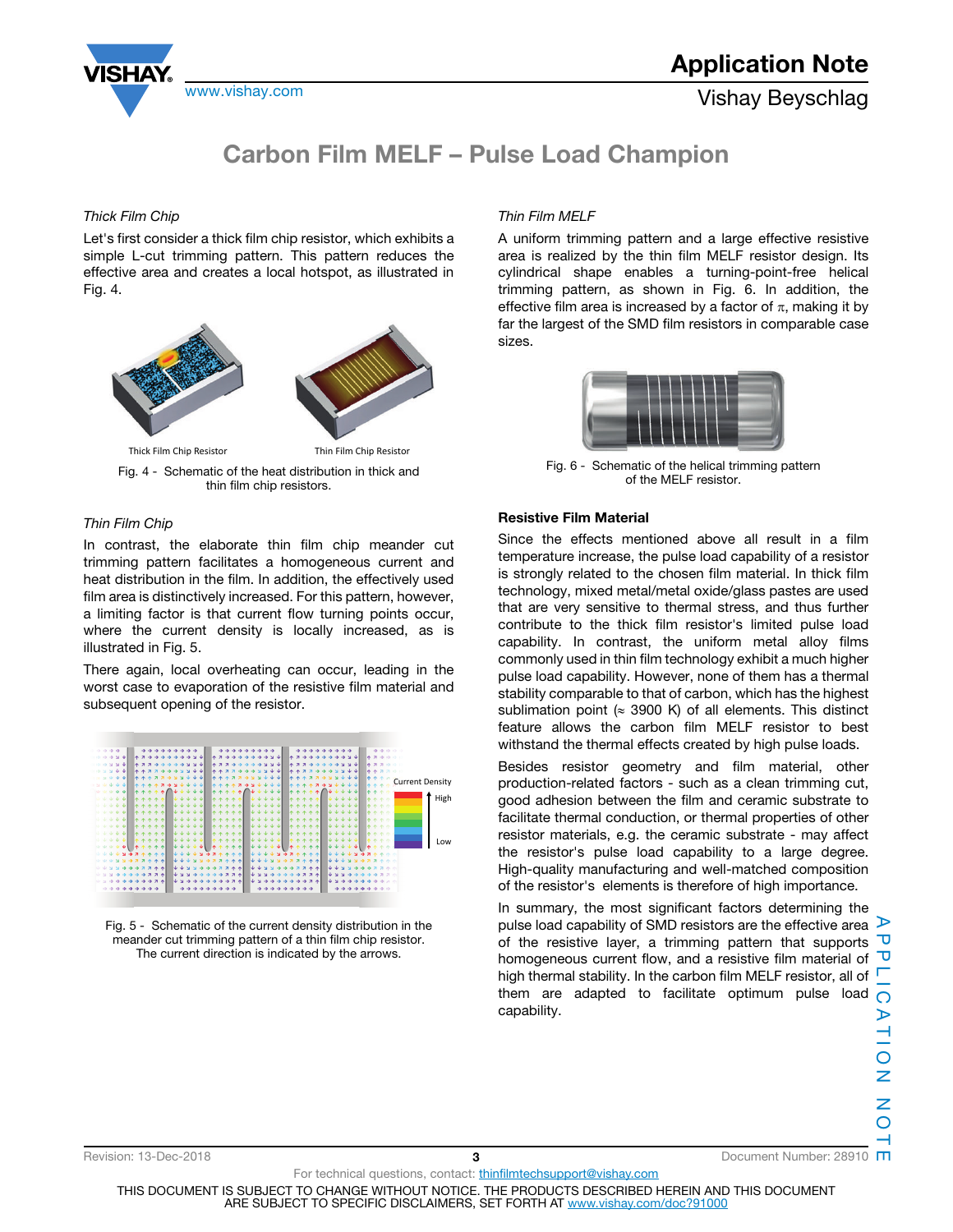### *Thick Film Chip*

Let's first consider a thick film chip resistor, which exhibits a simple L-cut trimming pattern. This pattern reduces the effective area and creates a local hotspot, as illustrated in Fig. 4.

Fig. 4 - Schematic of the heat distribution in thick and thin film chip resistors.

### *Thin Film Chip*

In contrast, the elaborate thin film chip meander cut trimming pattern facilitates a homogeneous current and heat distribution in the film. In addition, the effectively used film area is distinctively increased. For this pattern, however, a limiting factor is that current flow turning points occur, where the current density is locally increased, as is illustrated in Fig. 5.

There again, local overheating can occur, leading in the worst case to evaporation of the resistive film material and subsequent opening of the resistor.

Fig. 5 - Schematic of the current density distribution in the meander cut trimming pattern of a thin film chip resistor. The current direction is indicated by the arrows.

### *Thin Film MELF*

A uniform trimming pattern and a large effective resistive area is realized by the thin film MELF resistor design. Its cylindrical shape enables a turning-point-free helical trimming pattern, as shown in Fig. 6. In addition, the effective film area is increased by a factor of $\pi$, making it by far the largest of the SMD film resistors in comparable case sizes.

Fig. 6 - Schematic of the helical trimming pattern of the MELF resistor.

### Resistive Film Material

Since the effects mentioned above all result in a film temperature increase, the pulse load capability of a resistor is strongly related to the chosen film material. In thick film technology, mixed metal/metal oxide/glass pastes are used that are very sensitive to thermal stress, and thus further contribute to the thick film resistor's limited pulse load capability. In contrast, the uniform metal alloy films commonly used in thin film technology exhibit a much higher pulse load capability. However, none of them has a thermal stability comparable to that of carbon, which has the highest sublimation point ($\approx$ 3900 K) of all elements. This distinct feature allows the carbon film MELF resistor to best withstand the thermal effects created by high pulse loads.

Besides resistor geometry and film material, other production-related factors - such as a clean trimming cut, good adhesion between the film and ceramic substrate to facilitate thermal conduction, or thermal properties of other resistor materials, e.g. the ceramic substrate - may affect the resistor's pulse load capability to a large degree. High-quality manufacturing and well-matched composition of the resistor's elements is therefore of high importance.

In summary, the most significant factors determining the pulse load capability of SMD resistors are the effective area of the resistive layer, a trimming pattern that supports homogeneous current flow, and a resistive film material of high thermal stability. In the carbon film MELF resistor, all of them are adapted to facilitate optimum pulse load capability.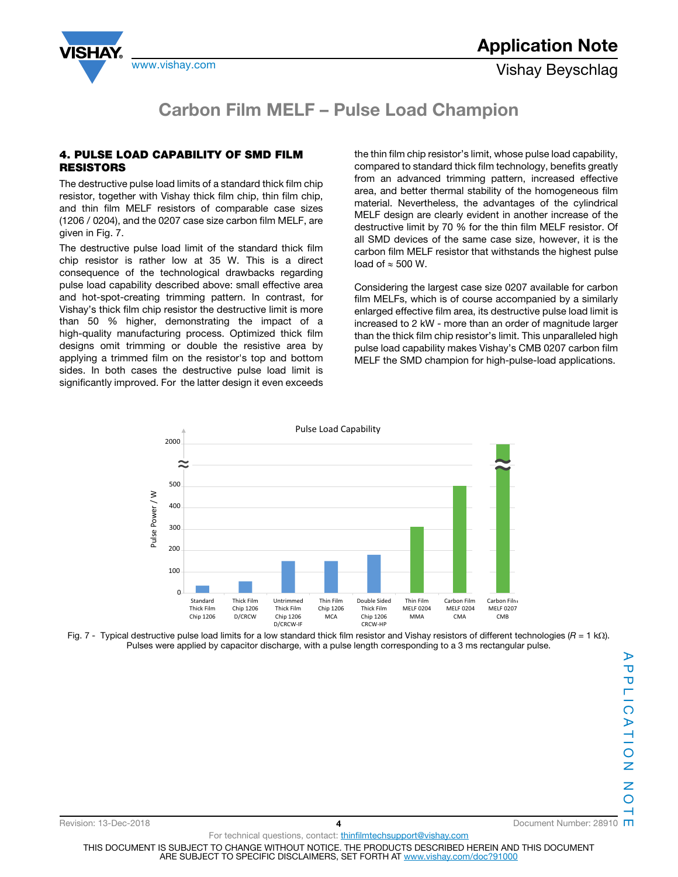# Carbon Film MELF – Pulse Load Champion

## 4. PULSE LOAD CAPABILITY OF SMD FILM RESISTORS

The destructive pulse load limits of a standard thick film chip resistor, together with Vishay thick film chip, thin film chip, and thin film MELF resistors of comparable case sizes (1206 / 0204), and the 0207 case size carbon film MELF, are given in Fig. 7.

The destructive pulse load limit of the standard thick film chip resistor is rather low at 35 W. This is a direct consequence of the technological drawbacks regarding pulse load capability described above: small effective area and hot-spot-creating trimming pattern. In contrast, for Vishay's thick film chip resistor the destructive limit is more than 50 % higher, demonstrating the impact of a high-quality manufacturing process. Optimized thick film designs omit trimming or double the resistive area by applying a trimmed film on the resistor's top and bottom sides. In both cases the destructive pulse load limit is significantly improved. For the latter design it even exceeds the thin film chip resistor's limit, whose pulse load capability, compared to standard thick film technology, benefits greatly from an advanced trimming pattern, increased effective area, and better thermal stability of the homogeneous film material. Nevertheless, the advantages of the cylindrical MELF design are clearly evident in another increase of the destructive limit by 70 % for the thin film MELF resistor. Of all SMD devices of the same case size, however, it is the carbon film MELF resistor that withstands the highest pulse load of ≈ 500 W.

Considering the largest case size 0207 available for carbon film MELFs, which is of course accompanied by a similarly enlarged effective film area, its destructive pulse load limit is increased to 2 kW - more than an order of magnitude larger than the thick film chip resistor's limit. This unparalleled high pulse load capability makes Vishay's CMB 0207 carbon film MELF the SMD champion for high-pulse-load applications.

Fig. 7 - Typical destructive pulse load limits for a low standard thick film resistor and Vishay resistors of different technologies ($R$ = 1 kΩ). Pulses were applied by capacitor discharge, with a pulse length corresponding to a 3 ms rectangular pulse.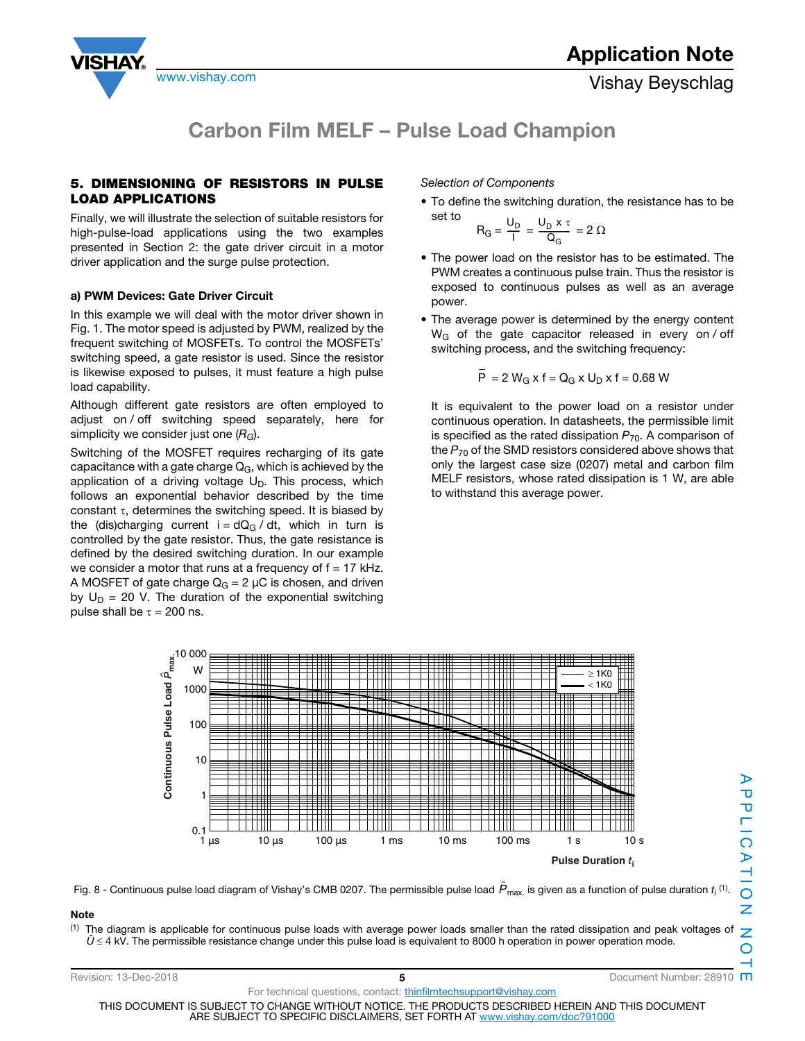## 5. DIMENSIONING OF RESISTORS IN PULSE LOAD APPLICATIONS

Finally, we will illustrate the selection of suitable resistors for high-pulse-load applications using the two examples presented in Section 2: the gate driver circuit in a motor driver application and the surge pulse protection.

### a) PWM Devices: Gate Driver Circuit

In this example we will deal with the motor driver shown in Fig. 1. The motor speed is adjusted by PWM, realized by the frequent switching of MOSFETs. To control the MOSFETs' switching speed, a gate resistor is used. Since the resistor is likewise exposed to pulses, it must feature a high pulse load capability.

Although different gate resistors are often employed to adjust on / off switching speed separately, here for simplicity we consider just one ($R_G$).

Switching of the MOSFET requires recharging of its gate capacitance with a gate charge $Q_G$, which is achieved by the application of a driving voltage $U_D$. This process, which follows an exponential behavior described by the time constant $\tau$, determines the switching speed. It is biased by the (dis)charging current $i = dQ_G / dt$, which in turn is controlled by the gate resistor. Thus, the gate resistance is defined by the desired switching duration. In our example we consider a motor that runs at a frequency of f = 17 kHz. A MOSFET of gate charge $Q_G$ = 2 µC is chosen, and driven by $U_D$ = 20 V. The duration of the exponential switching pulse shall be $\tau$ = 200 ns.

*Selection of Components*

- To define the switching duration, the resistance has to be set to

$$R_G = \frac{U_D}{I} = \frac{U_D \times \tau}{Q_G} = 2\ \Omega$$

- The power load on the resistor has to be estimated. The PWM creates a continuous pulse train. Thus the resistor is exposed to continuous pulses as well as an average power.
- The average power is determined by the energy content $W_G$ of the gate capacitor released in every on / off switching process, and the switching frequency:

$$\bar{P} = 2\ W_G \times f = Q_G \times U_D \times f = 0.68\ \text{W}$$

It is equivalent to the power load on a resistor under continuous operation. In datasheets, the permissible limit is specified as the rated dissipation $P_{70}$. A comparison of the $P_{70}$ of the SMD resistors considered above shows that only the largest case size (0207) metal and carbon film MELF resistors, whose rated dissipation is 1 W, are able to withstand this average power.

Fig. 8 - Continuous pulse load diagram of Vishay's CMB 0207. The permissible pulse load $\hat{P}_{max.}$ is given as a function of pulse duration $t_i$ (1).

**Note**

(1) The diagram is applicable for continuous pulse loads with average power loads smaller than the rated dissipation and peak voltages of $\hat{U} \leq 4$ kV. The permissible resistance change under this pulse load is equivalent to 8000 h operation in power operation mode.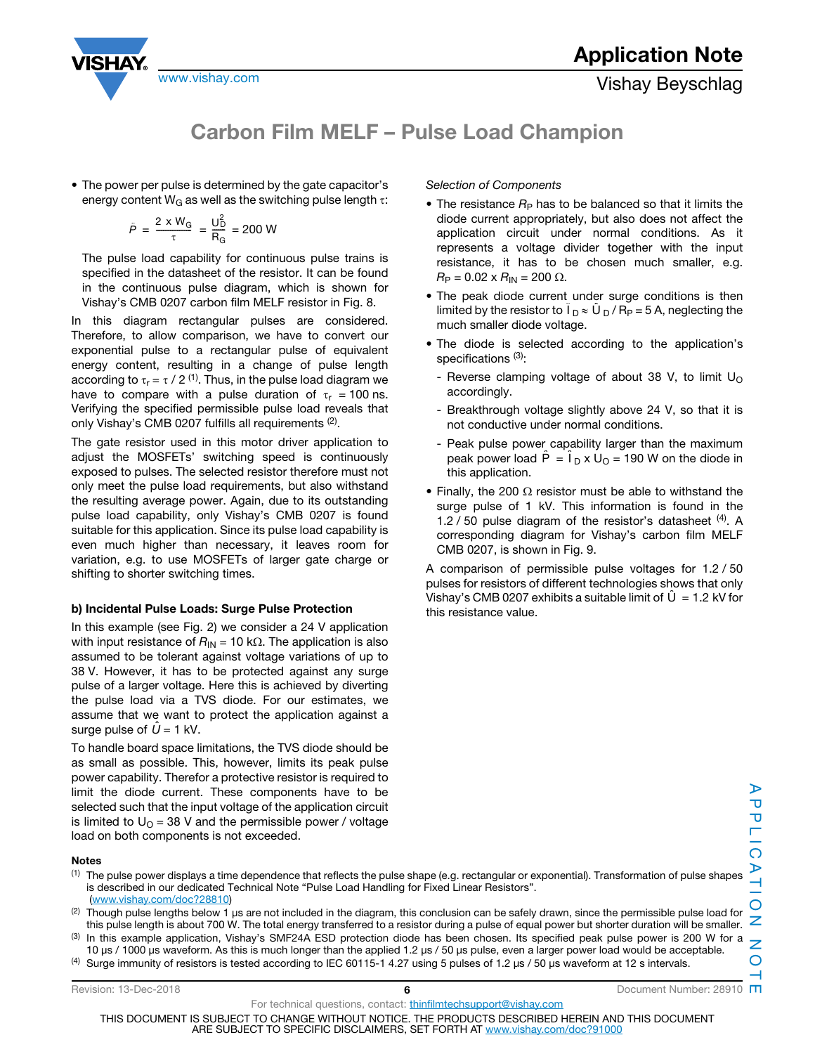- The power per pulse is determined by the gate capacitor's energy content $W_G$ as well as the switching pulse length $\tau$:

$$\hat{P} = \frac{2 \times W_G}{\tau} = \frac{\hat{U}_D^2}{R_G} = 200 \text{ W}$$

  The pulse load capability for continuous pulse trains is specified in the datasheet of the resistor. It can be found in the continuous pulse diagram, which is shown for Vishay's CMB 0207 carbon film MELF resistor in Fig. 8.

In this diagram rectangular pulses are considered. Therefore, to allow comparison, we have to convert our exponential pulse to a rectangular pulse of equivalent energy content, resulting in a change of pulse length according to $\tau_r = \tau / 2$ [1]. Thus, in the pulse load diagram we have to compare with a pulse duration of $\tau_r = 100$ ns. Verifying the specified permissible pulse load reveals that only Vishay's CMB 0207 fulfills all requirements [2].

The gate resistor used in this motor driver application to adjust the MOSFETs' switching speed is continuously exposed to pulses. The selected resistor therefore must not only meet the pulse load requirements, but also withstand the resulting average power. Again, due to its outstanding pulse load capability, only Vishay's CMB 0207 is found suitable for this application. Since its pulse load capability is even much higher than necessary, it leaves room for variation, e.g. to use MOSFETs of larger gate charge or shifting to shorter switching times.

### b) Incidental Pulse Loads: Surge Pulse Protection

In this example (see Fig. 2) we consider a 24 V application with input resistance of $R_{IN} = 10$ kΩ. The application is also assumed to be tolerant against voltage variations of up to 38 V. However, it has to be protected against any surge pulse of a larger voltage. Here this is achieved by diverting the pulse load via a TVS diode. For our estimates, we assume that we want to protect the application against a surge pulse of $\hat{U} = 1$ kV.

To handle board space limitations, the TVS diode should be as small as possible. This, however, limits its peak pulse power capability. Therefor a protective resistor is required to limit the diode current. These components have to be selected such that the input voltage of the application circuit is limited to $U_O = 38$ V and the permissible power / voltage load on both components is not exceeded.

*Selection of Components*

- The resistance $R_P$ has to be balanced so that it limits the diode current appropriately, but also does not affect the application circuit under normal conditions. As it represents a voltage divider together with the input resistance, it has to be chosen much smaller, e.g. $R_P = 0.02 \times R_{IN} = 200$ Ω.
- The peak diode current under surge conditions is then limited by the resistor to $\hat{I}_D \approx \hat{U}_D / R_P = 5$ A, neglecting the much smaller diode voltage.
- The diode is selected according to the application's specifications [3]:
  - Reverse clamping voltage of about 38 V, to limit $U_O$ accordingly.
  - Breakthrough voltage slightly above 24 V, so that it is not conductive under normal conditions.
  - Peak pulse power capability larger than the maximum peak power load $\hat{P} = \hat{I}_D \times U_O = 190$ W on the diode in this application.
- Finally, the 200 Ω resistor must be able to withstand the surge pulse of 1 kV. This information is found in the 1.2 / 50 pulse diagram of the resistor's datasheet [4]. A corresponding diagram for Vishay's carbon film MELF CMB 0207, is shown in Fig. 9.

A comparison of permissible pulse voltages for 1.2 / 50 pulses for resistors of different technologies shows that only Vishay's CMB 0207 exhibits a suitable limit of $\hat{U} = 1.2$ kV for this resistance value.

**Notes**

(1) The pulse power displays a time dependence that reflects the pulse shape (e.g. rectangular or exponential). Transformation of pulse shapes is described in our dedicated Technical Note "Pulse Load Handling for Fixed Linear Resistors". (www.vishay.com/doc?28810)

(2) Though pulse lengths below 1 µs are not included in the diagram, this conclusion can be safely drawn, since the permissible pulse load for this pulse length is about 700 W. The total energy transferred to a resistor during a pulse of equal power but shorter duration will be smaller.

(3) In this example application, Vishay's SMF24A ESD protection diode has been chosen. Its specified peak pulse power is 200 W for a 10 µs / 1000 µs waveform. As this is much longer than the applied 1.2 µs / 50 µs pulse, even a larger power load would be acceptable.

(4) Surge immunity of resistors is tested according to IEC 60115-1 4.27 using 5 pulses of 1.2 µs / 50 µs waveform at 12 s intervals.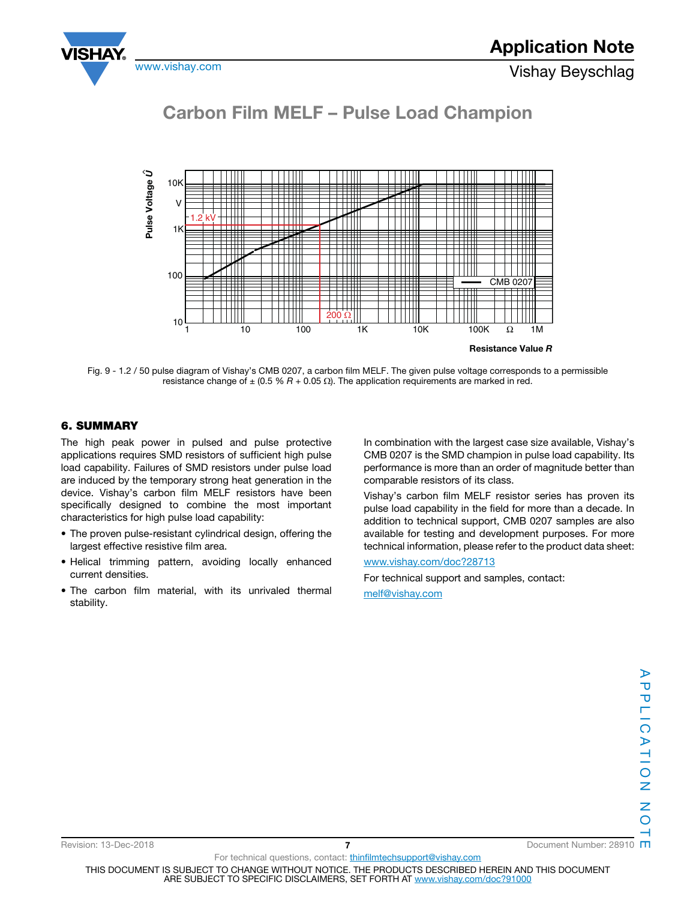# Carbon Film MELF – Pulse Load Champion

Pulse Voltage $\hat{U}$

10K

V

1.2 kV

1K

100

10

1

10

100

200 Ω

1K

10K

100K

Ω

1M

CMB 0207

Resistance Value *R*

Fig. 9 - 1.2 / 50 pulse diagram of Vishay's CMB 0207, a carbon film MELF. The given pulse voltage corresponds to a permissible resistance change of ± (0.5 % *R* + 0.05 Ω). The application requirements are marked in red.

## 6. SUMMARY

The high peak power in pulsed and pulse protective applications requires SMD resistors of sufficient high pulse load capability. Failures of SMD resistors under pulse load are induced by the temporary strong heat generation in the device. Vishay's carbon film MELF resistors have been specifically designed to combine the most important characteristics for high pulse load capability:

- The proven pulse-resistant cylindrical design, offering the largest effective resistive film area.
- Helical trimming pattern, avoiding locally enhanced current densities.
- The carbon film material, with its unrivaled thermal stability.

In combination with the largest case size available, Vishay's CMB 0207 is the SMD champion in pulse load capability. Its performance is more than an order of magnitude better than comparable resistors of its class.

Vishay's carbon film MELF resistor series has proven its pulse load capability in the field for more than a decade. In addition to technical support, CMB 0207 samples are also available for testing and development purposes. For more technical information, please refer to the product data sheet:

www.vishay.com/doc?28713

For technical support and samples, contact:

melf@vishay.com